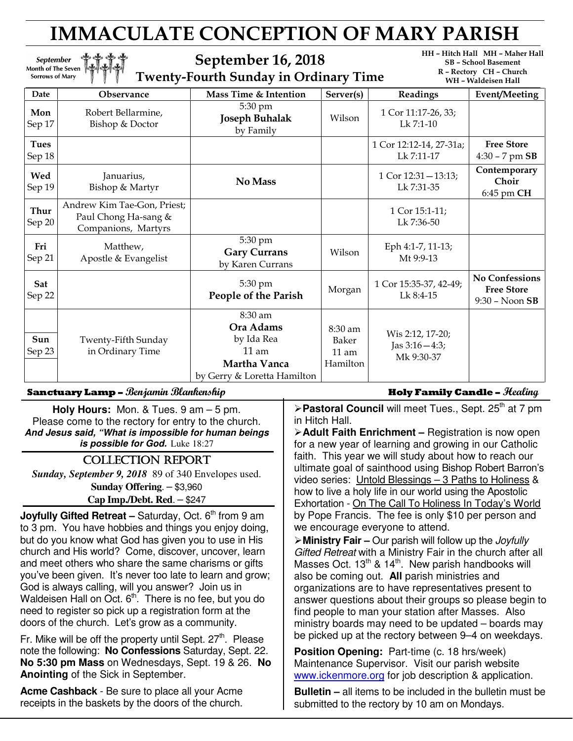# IMMACULATE CONCEPTION OF MARY PARISH

*September* Month of The Seven Sorrows of Mary

## September 16, 2018
## Twenty-Fourth Sunday in Ordinary Time

HH – Hitch Hall MH – Maher Hall
SB – School Basement
R – Rectory CH – Church
WH – Waldeisen Hall

| Date | Observance | Mass Time & Intention | Server(s) | Readings | Event/Meeting |
|---|---|---|---|---|---|
| **Mon** Sep 17 | Robert Bellarmine, Bishop & Doctor | 5:30 pm **Joseph Buhalak** by Family | Wilson | 1 Cor 11:17-26, 33; Lk 7:1-10 | |
| **Tues** Sep 18 | | | | 1 Cor 12:12-14, 27-31a; Lk 7:11-17 | **Free Store** 4:30 – 7 pm **SB** |
| **Wed** Sep 19 | Januarius, Bishop & Martyr | **No Mass** | | 1 Cor 12:31—13:13; Lk 7:31-35 | **Contemporary Choir** 6:45 pm **CH** |
| **Thur** Sep 20 | Andrew Kim Tae-Gon, Priest; Paul Chong Ha-sang & Companions, Martyrs | | | 1 Cor 15:1-11; Lk 7:36-50 | |
| **Fri** Sep 21 | Matthew, Apostle & Evangelist | 5:30 pm **Gary Currans** by Karen Currans | Wilson | Eph 4:1-7, 11-13; Mt 9:9-13 | |
| **Sat** Sep 22 | | 5:30 pm **People of the Parish** | Morgan | 1 Cor 15:35-37, 42-49; Lk 8:4-15 | **No Confessions** **Free Store** 9:30 – Noon **SB** |
| **Sun** Sep 23 | Twenty-Fifth Sunday in Ordinary Time | 8:30 am **Ora Adams** by Ida Rea; 11 am **Martha Vanca** by Gerry & Loretta Hamilton | 8:30 am Baker; 11 am Hamilton | Wis 2:12, 17-20; Jas 3:16—4:3; Mk 9:30-37 | |

**Sanctuary Lamp –** *Benjamin Blankenship* **Holy Family Candle –** *Healing*

**Holy Hours:** Mon. & Tues. 9 am – 5 pm. Please come to the rectory for entry to the church.
***And Jesus said, "What is impossible for human beings is possible for God.*** Luke 18:27

### COLLECTION REPORT

***Sunday, September 9, 2018*** 89 of 340 Envelopes used.
**Sunday Offering**. – $3,960
**Cap Imp./Debt. Red**. – $247

**Joyfully Gifted Retreat –** Saturday, Oct. 6th from 9 am to 3 pm. You have hobbies and things you enjoy doing, but do you know what God has given you to use in His church and His world? Come, discover, uncover, learn and meet others who share the same charisms or gifts you've been given. It's never too late to learn and grow; God is always calling, will you answer? Join us in Waldeisen Hall on Oct. 6th. There is no fee, but you do need to register so pick up a registration form at the doors of the church. Let's grow as a community.

Fr. Mike will be off the property until Sept. 27th. Please note the following: **No Confessions** Saturday, Sept. 22. **No 5:30 pm Mass** on Wednesdays, Sept. 19 & 26. **No Anointing** of the Sick in September.

**Acme Cashback** - Be sure to place all your Acme receipts in the baskets by the doors of the church.

➢ **Pastoral Council** will meet Tues., Sept. 25th at 7 pm in Hitch Hall.

➢ **Adult Faith Enrichment –** Registration is now open for a new year of learning and growing in our Catholic faith. This year we will study about how to reach our ultimate goal of sainthood using Bishop Robert Barron's video series: Untold Blessings – 3 Paths to Holiness & how to live a holy life in our world using the Apostolic Exhortation - On The Call To Holiness In Today's World by Pope Francis. The fee is only $10 per person and we encourage everyone to attend.

➢ **Ministry Fair –** Our parish will follow up the *Joyfully Gifted Retreat* with a Ministry Fair in the church after all Masses Oct. 13th & 14th. New parish handbooks will also be coming out. **All** parish ministries and organizations are to have representatives present to answer questions about their groups so please begin to find people to man your station after Masses. Also ministry boards may need to be updated – boards may be picked up at the rectory between 9–4 on weekdays.

**Position Opening:** Part-time (c. 18 hrs/week) Maintenance Supervisor. Visit our parish website www.ickenmore.org for job description & application.

**Bulletin –** all items to be included in the bulletin must be submitted to the rectory by 10 am on Mondays.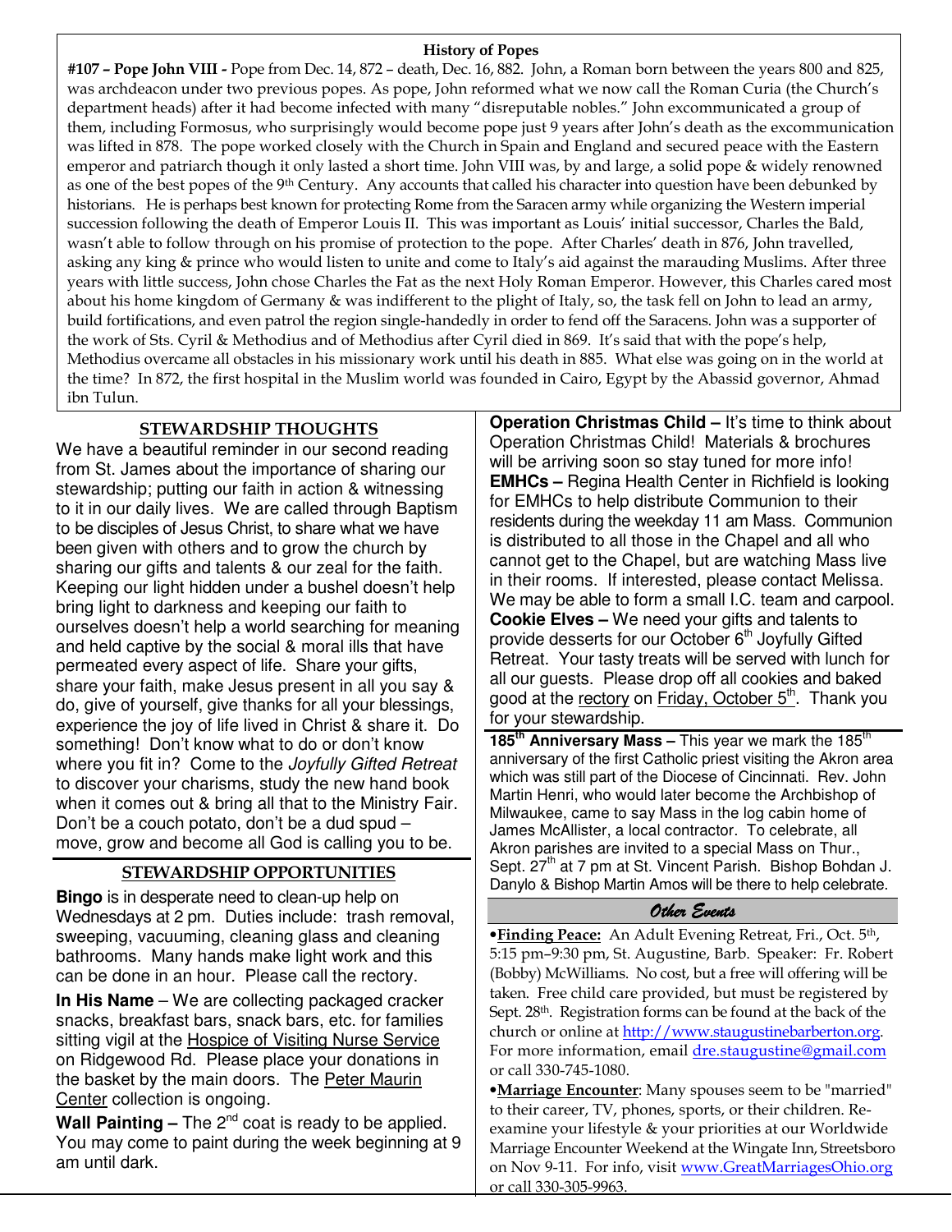## History of Popes

**#107 – Pope John VIII -** Pope from Dec. 14, 872 – death, Dec. 16, 882. John, a Roman born between the years 800 and 825, was archdeacon under two previous popes. As pope, John reformed what we now call the Roman Curia (the Church's department heads) after it had become infected with many "disreputable nobles." John excommunicated a group of them, including Formosus, who surprisingly would become pope just 9 years after John's death as the excommunication was lifted in 878. The pope worked closely with the Church in Spain and England and secured peace with the Eastern emperor and patriarch though it only lasted a short time. John VIII was, by and large, a solid pope & widely renowned as one of the best popes of the 9th Century. Any accounts that called his character into question have been debunked by historians. He is perhaps best known for protecting Rome from the Saracen army while organizing the Western imperial succession following the death of Emperor Louis II. This was important as Louis' initial successor, Charles the Bald, wasn't able to follow through on his promise of protection to the pope. After Charles' death in 876, John travelled, asking any king & prince who would listen to unite and come to Italy's aid against the marauding Muslims. After three years with little success, John chose Charles the Fat as the next Holy Roman Emperor. However, this Charles cared most about his home kingdom of Germany & was indifferent to the plight of Italy, so, the task fell on John to lead an army, build fortifications, and even patrol the region single-handedly in order to fend off the Saracens. John was a supporter of the work of Sts. Cyril & Methodius and of Methodius after Cyril died in 869. It's said that with the pope's help, Methodius overcame all obstacles in his missionary work until his death in 885. What else was going on in the world at the time? In 872, the first hospital in the Muslim world was founded in Cairo, Egypt by the Abassid governor, Ahmad ibn Tulun.

## STEWARDSHIP THOUGHTS

We have a beautiful reminder in our second reading from St. James about the importance of sharing our stewardship; putting our faith in action & witnessing to it in our daily lives. We are called through Baptism to be disciples of Jesus Christ, to share what we have been given with others and to grow the church by sharing our gifts and talents & our zeal for the faith. Keeping our light hidden under a bushel doesn't help bring light to darkness and keeping our faith to ourselves doesn't help a world searching for meaning and held captive by the social & moral ills that have permeated every aspect of life. Share your gifts, share your faith, make Jesus present in all you say & do, give of yourself, give thanks for all your blessings, experience the joy of life lived in Christ & share it. Do something! Don't know what to do or don't know where you fit in? Come to the *Joyfully Gifted Retreat* to discover your charisms, study the new hand book when it comes out & bring all that to the Ministry Fair. Don't be a couch potato, don't be a dud spud – move, grow and become all God is calling you to be.

## STEWARDSHIP OPPORTUNITIES

**Bingo** is in desperate need of clean-up help on Wednesdays at 2 pm. Duties include: trash removal, sweeping, vacuuming, cleaning glass and cleaning bathrooms. Many hands make light work and this can be done in an hour. Please call the rectory.

**In His Name** – We are collecting packaged cracker snacks, breakfast bars, snack bars, etc. for families sitting vigil at the Hospice of Visiting Nurse Service on Ridgewood Rd. Please place your donations in the basket by the main doors. The Peter Maurin Center collection is ongoing.

**Wall Painting –** The 2nd coat is ready to be applied. You may come to paint during the week beginning at 9 am until dark.

**Operation Christmas Child –** It's time to think about Operation Christmas Child! Materials & brochures will be arriving soon so stay tuned for more info!

**EMHCs –** Regina Health Center in Richfield is looking for EMHCs to help distribute Communion to their residents during the weekday 11 am Mass. Communion is distributed to all those in the Chapel and all who cannot get to the Chapel, but are watching Mass live in their rooms. If interested, please contact Melissa. We may be able to form a small I.C. team and carpool.

**Cookie Elves –** We need your gifts and talents to provide desserts for our October 6th Joyfully Gifted Retreat. Your tasty treats will be served with lunch for all our guests. Please drop off all cookies and baked good at the rectory on Friday, October 5th. Thank you for your stewardship.

**185th Anniversary Mass –** This year we mark the 185th anniversary of the first Catholic priest visiting the Akron area which was still part of the Diocese of Cincinnati. Rev. John Martin Henri, who would later become the Archbishop of Milwaukee, came to say Mass in the log cabin home of James McAllister, a local contractor. To celebrate, all Akron parishes are invited to a special Mass on Thur., Sept. 27th at 7 pm at St. Vincent Parish. Bishop Bohdan J. Danylo & Bishop Martin Amos will be there to help celebrate.

## *Other Events*

- **Finding Peace:** An Adult Evening Retreat, Fri., Oct. 5th, 5:15 pm–9:30 pm, St. Augustine, Barb. Speaker: Fr. Robert (Bobby) McWilliams. No cost, but a free will offering will be taken. Free child care provided, but must be registered by Sept. 28th. Registration forms can be found at the back of the church or online at http://www.staugustinebarberton.org. For more information, email dre.staugustine@gmail.com or call 330-745-1080.
- **Marriage Encounter**: Many spouses seem to be "married" to their career, TV, phones, sports, or their children. Re-examine your lifestyle & your priorities at our Worldwide Marriage Encounter Weekend at the Wingate Inn, Streetsboro on Nov 9-11. For info, visit www.GreatMarriagesOhio.org or call 330-305-9963.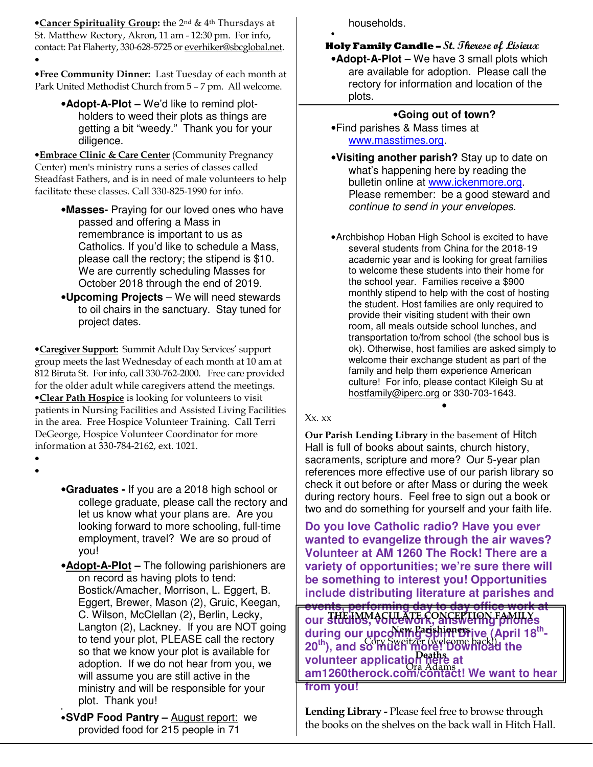•**Cancer Spirituality Group:** the 2nd & 4th Thursdays at St. Matthew Rectory, Akron, 11 am - 12:30 pm. For info, contact: Pat Flaherty, 330-628-5725 or everhiker@sbcglobal.net.

•**Free Community Dinner:** Last Tuesday of each month at Park United Methodist Church from 5 – 7 pm. All welcome.

- **Adopt-A-Plot –** We'd like to remind plot-holders to weed their plots as things are getting a bit "weedy." Thank you for your diligence.

•**Embrace Clinic & Care Center** (Community Pregnancy Center) men's ministry runs a series of classes called Steadfast Fathers, and is in need of male volunteers to help facilitate these classes. Call 330-825-1990 for info.

- **Masses-** Praying for our loved ones who have passed and offering a Mass in remembrance is important to us as Catholics. If you'd like to schedule a Mass, please call the rectory; the stipend is $10. We are currently scheduling Masses for October 2018 through the end of 2019.
- **Upcoming Projects** – We will need stewards to oil chairs in the sanctuary. Stay tuned for project dates.

•**Caregiver Support:** Summit Adult Day Services' support group meets the last Wednesday of each month at 10 am at 812 Biruta St. For info, call 330-762-2000. Free care provided for the older adult while caregivers attend the meetings.

•**Clear Path Hospice** is looking for volunteers to visit patients in Nursing Facilities and Assisted Living Facilities in the area. Free Hospice Volunteer Training. Call Terri DeGeorge, Hospice Volunteer Coordinator for more information at 330-784-2162, ext. 1021.

- **Graduates -** If you are a 2018 high school or college graduate, please call the rectory and let us know what your plans are. Are you looking forward to more schooling, full-time employment, travel? We are so proud of you!
- **Adopt-A-Plot –** The following parishioners are on record as having plots to tend: Bostick/Amacher, Morrison, L. Eggert, B. Eggert, Brewer, Mason (2), Gruic, Keegan, C. Wilson, McClellan (2), Berlin, Lecky, Langton (2), Lackney. If you are NOT going to tend your plot, PLEASE call the rectory so that we know your plot is available for adoption. If we do not hear from you, we will assume you are still active in the ministry and will be responsible for your plot. Thank you!
- **SVdP Food Pantry –** August report: we provided food for 215 people in 71 households.

**Holy Family Candle – *St. Therese of Lisieux***

- **Adopt-A-Plot** – We have 3 small plots which are available for adoption. Please call the rectory for information and location of the plots.

**•Going out of town?**

- Find parishes & Mass times at www.masstimes.org.
- **Visiting another parish?** Stay up to date on what's happening here by reading the bulletin online at www.ickenmore.org. Please remember: be a good steward and *continue to send in your envelopes*.

- Archbishop Hoban High School is excited to have several students from China for the 2018-19 academic year and is looking for great families to welcome these students into their home for the school year. Families receive a $900 monthly stipend to help with the cost of hosting the student. Host families are only required to provide their visiting student with their own room, all meals outside school lunches, and transportation to/from school (the school bus is ok). Otherwise, host families are asked simply to welcome their exchange student as part of the family and help them experience American culture! For info, please contact Kileigh Su at hostfamily@iperc.org or 330-703-1643.

Xx. xx

**Our Parish Lending Library** in the basement of Hitch Hall is full of books about saints, church history, sacraments, scripture and more? Our 5-year plan references more effective use of our parish library so check it out before or after Mass or during the week during rectory hours. Feel free to sign out a book or two and do something for yourself and your faith life.

**Do you love Catholic radio? Have you ever wanted to evangelize through the air waves? Volunteer at AM 1260 The Rock! There are a variety of opportunities; we're sure there will be something to interest you! Opportunities include distributing literature at parishes and events, performing day to day office work at our studios, voicework, answering phones during our upcoming Spirit Drive (April 18th-20th), and so much more! Download the volunteer application here at am1260therock.com/contact! We want to hear from you!**

**THE IMMACULATE CONCEPTION FAMILY**

**New Parishioners**
Cory Sweitzer (welcome back!)

**Deaths**
Ora Adams

**Lending Library -** Please feel free to browse through the books on the shelves on the back wall in Hitch Hall.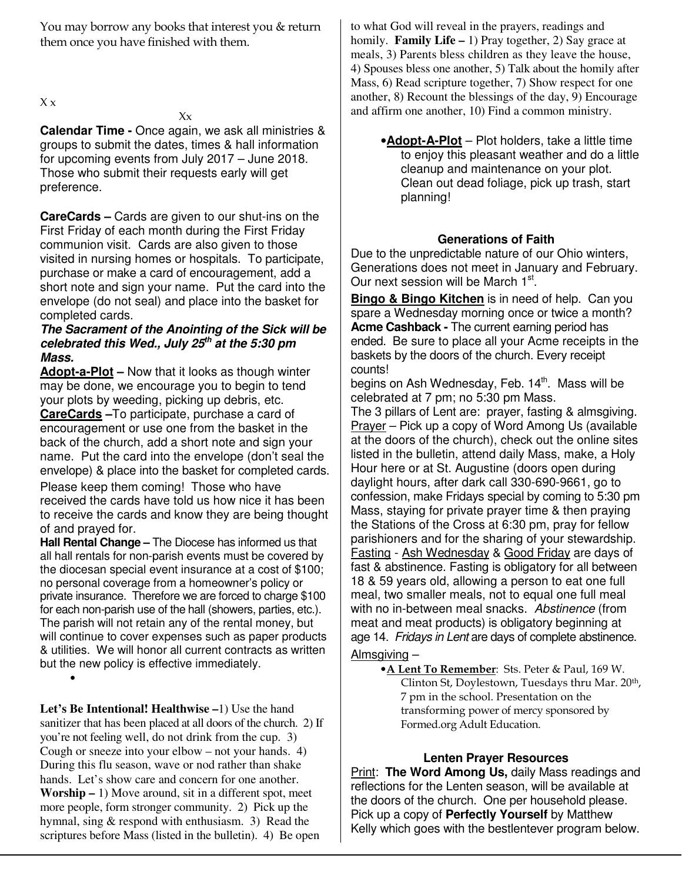You may borrow any books that interest you & return them once you have finished with them.

X x

Xx

**Calendar Time -** Once again, we ask all ministries & groups to submit the dates, times & hall information for upcoming events from July 2017 – June 2018. Those who submit their requests early will get preference.

**CareCards –** Cards are given to our shut-ins on the First Friday of each month during the First Friday communion visit. Cards are also given to those visited in nursing homes or hospitals. To participate, purchase or make a card of encouragement, add a short note and sign your name. Put the card into the envelope (do not seal) and place into the basket for completed cards.

***The Sacrament of the Anointing of the Sick will be celebrated this Wed., July 25th at the 5:30 pm Mass.***

**Adopt-a-Plot –** Now that it looks as though winter may be done, we encourage you to begin to tend your plots by weeding, picking up debris, etc.

**CareCards –**To participate, purchase a card of encouragement or use one from the basket in the back of the church, add a short note and sign your name. Put the card into the envelope (don't seal the envelope) & place into the basket for completed cards. Please keep them coming! Those who have received the cards have told us how nice it has been to receive the cards and know they are being thought of and prayed for.

**Hall Rental Change –** The Diocese has informed us that all hall rentals for non-parish events must be covered by the diocesan special event insurance at a cost of $100; no personal coverage from a homeowner's policy or private insurance. Therefore we are forced to charge $100 for each non-parish use of the hall (showers, parties, etc.). The parish will not retain any of the rental money, but will continue to cover expenses such as paper products & utilities. We will honor all current contracts as written but the new policy is effective immediately.

- 

**Let's Be Intentional! Healthwise –**1) Use the hand sanitizer that has been placed at all doors of the church. 2) If you're not feeling well, do not drink from the cup. 3) Cough or sneeze into your elbow – not your hands. 4) During this flu season, wave or nod rather than shake hands. Let's show care and concern for one another. **Worship –** 1) Move around, sit in a different spot, meet more people, form stronger community. 2) Pick up the hymnal, sing & respond with enthusiasm. 3) Read the scriptures before Mass (listed in the bulletin). 4) Be open to what God will reveal in the prayers, readings and homily. **Family Life –** 1) Pray together, 2) Say grace at meals, 3) Parents bless children as they leave the house, 4) Spouses bless one another, 5) Talk about the homily after Mass, 6) Read scripture together, 7) Show respect for one another, 8) Recount the blessings of the day, 9) Encourage and affirm one another, 10) Find a common ministry.

- **Adopt-A-Plot** – Plot holders, take a little time to enjoy this pleasant weather and do a little cleanup and maintenance on your plot. Clean out dead foliage, pick up trash, start planning!

### Generations of Faith

Due to the unpredictable nature of our Ohio winters, Generations does not meet in January and February. Our next session will be March 1st.

**Bingo & Bingo Kitchen** is in need of help. Can you spare a Wednesday morning once or twice a month?

**Acme Cashback -** The current earning period has ended. Be sure to place all your Acme receipts in the baskets by the doors of the church. Every receipt counts!

begins on Ash Wednesday, Feb. 14th. Mass will be celebrated at 7 pm; no 5:30 pm Mass.

The 3 pillars of Lent are: prayer, fasting & almsgiving. Prayer – Pick up a copy of Word Among Us (available at the doors of the church), check out the online sites listed in the bulletin, attend daily Mass, make, a Holy Hour here or at St. Augustine (doors open during daylight hours, after dark call 330-690-9661, go to confession, make Fridays special by coming to 5:30 pm Mass, staying for private prayer time & then praying the Stations of the Cross at 6:30 pm, pray for fellow parishioners and for the sharing of your stewardship. Fasting - Ash Wednesday & Good Friday are days of fast & abstinence. Fasting is obligatory for all between 18 & 59 years old, allowing a person to eat one full meal, two smaller meals, not to equal one full meal with no in-between meal snacks. *Abstinence* (from meat and meat products) is obligatory beginning at age 14. *Fridays in Lent* are days of complete abstinence.

Almsgiving –

- **A Lent To Remember**: Sts. Peter & Paul, 169 W. Clinton St, Doylestown, Tuesdays thru Mar. 20th, 7 pm in the school. Presentation on the transforming power of mercy sponsored by Formed.org Adult Education.

### Lenten Prayer Resources

Print: **The Word Among Us,** daily Mass readings and reflections for the Lenten season, will be available at the doors of the church. One per household please. Pick up a copy of **Perfectly Yourself** by Matthew Kelly which goes with the bestlentever program below.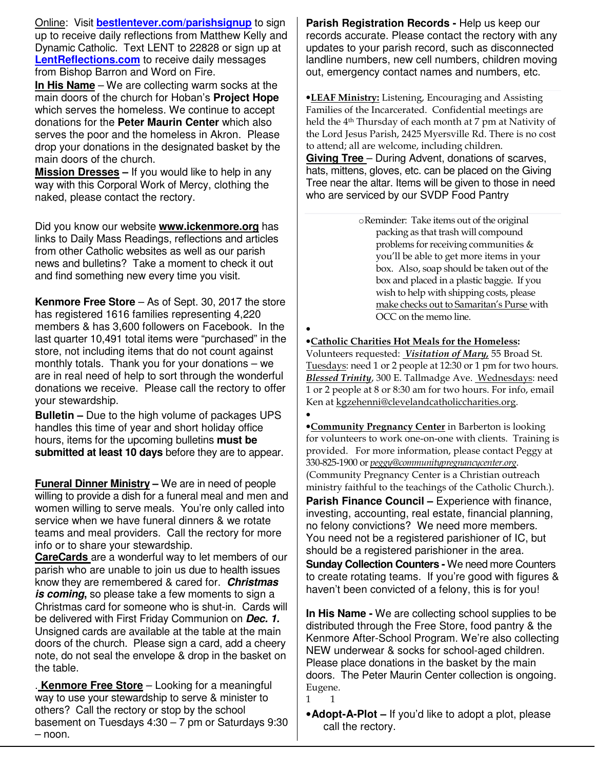Online: Visit **bestlentever.com/parishsignup** to sign up to receive daily reflections from Matthew Kelly and Dynamic Catholic. Text LENT to 22828 or sign up at **LentReflections.com** to receive daily messages from Bishop Barron and Word on Fire.

**In His Name** – We are collecting warm socks at the main doors of the church for Hoban's **Project Hope** which serves the homeless. We continue to accept donations for the **Peter Maurin Center** which also serves the poor and the homeless in Akron. Please drop your donations in the designated basket by the main doors of the church.

**Mission Dresses –** If you would like to help in any way with this Corporal Work of Mercy, clothing the naked, please contact the rectory.

Did you know our website **www.ickenmore.org** has links to Daily Mass Readings, reflections and articles from other Catholic websites as well as our parish news and bulletins? Take a moment to check it out and find something new every time you visit.

**Kenmore Free Store** – As of Sept. 30, 2017 the store has registered 1616 families representing 4,220 members & has 3,600 followers on Facebook. In the last quarter 10,491 total items were "purchased" in the store, not including items that do not count against monthly totals. Thank you for your donations – we are in real need of help to sort through the wonderful donations we receive. Please call the rectory to offer your stewardship.

**Bulletin –** Due to the high volume of packages UPS handles this time of year and short holiday office hours, items for the upcoming bulletins **must be submitted at least 10 days** before they are to appear.

**Funeral Dinner Ministry –** We are in need of people willing to provide a dish for a funeral meal and men and women willing to serve meals. You're only called into service when we have funeral dinners & we rotate teams and meal providers. Call the rectory for more info or to share your stewardship.

**CareCards** are a wonderful way to let members of our parish who are unable to join us due to health issues know they are remembered & cared for. ***Christmas is coming*,** so please take a few moments to sign a Christmas card for someone who is shut-in. Cards will be delivered with First Friday Communion on ***Dec. 1.*** Unsigned cards are available at the table at the main doors of the church. Please sign a card, add a cheery note, do not seal the envelope & drop in the basket on the table.

. **Kenmore Free Store** – Looking for a meaningful way to use your stewardship to serve & minister to others? Call the rectory or stop by the school basement on Tuesdays 4:30 – 7 pm or Saturdays 9:30 – noon.

**Parish Registration Records -** Help us keep our records accurate. Please contact the rectory with any updates to your parish record, such as disconnected landline numbers, new cell numbers, children moving out, emergency contact names and numbers, etc.

- **LEAF Ministry:** Listening, Encouraging and Assisting Families of the Incarcerated. Confidential meetings are held the 4th Thursday of each month at 7 pm at Nativity of the Lord Jesus Parish, 2425 Myersville Rd. There is no cost to attend; all are welcome, including children.

**Giving Tree** – During Advent, donations of scarves, hats, mittens, gloves, etc. can be placed on the Giving Tree near the altar. Items will be given to those in need who are serviced by our SVDP Food Pantry

- Reminder: Take items out of the original packing as that trash will compound problems for receiving communities & you'll be able to get more items in your box. Also, soap should be taken out of the box and placed in a plastic baggie. If you wish to help with shipping costs, please make checks out to Samaritan's Purse with OCC on the memo line.

- **Catholic Charities Hot Meals for the Homeless:** Volunteers requested: ***Visitation of Mary***, 55 Broad St. Tuesdays: need 1 or 2 people at 12:30 or 1 pm for two hours. ***Blessed Trinity***, 300 E. Tallmadge Ave. Wednesdays: need 1 or 2 people at 8 or 8:30 am for two hours. For info, email Ken at kgzehenni@clevelandcatholiccharities.org.

- **Community Pregnancy Center** in Barberton is looking for volunteers to work one-on-one with clients. Training is provided. For more information, please contact Peggy at 330-825-1900 or *peggy@communitypregnancycenter.org*. (Community Pregnancy Center is a Christian outreach ministry faithful to the teachings of the Catholic Church.).

**Parish Finance Council –** Experience with finance, investing, accounting, real estate, financial planning, no felony convictions? We need more members. You need not be a registered parishioner of IC, but should be a registered parishioner in the area.

**Sunday Collection Counters -** We need more Counters to create rotating teams. If you're good with figures & haven't been convicted of a felony, this is for you!

**In His Name -** We are collecting school supplies to be distributed through the Free Store, food pantry & the Kenmore After-School Program. We're also collecting NEW underwear & socks for school-aged children. Please place donations in the basket by the main doors. The Peter Maurin Center collection is ongoing. Eugene.

1 1

- **Adopt-A-Plot –** If you'd like to adopt a plot, please call the rectory.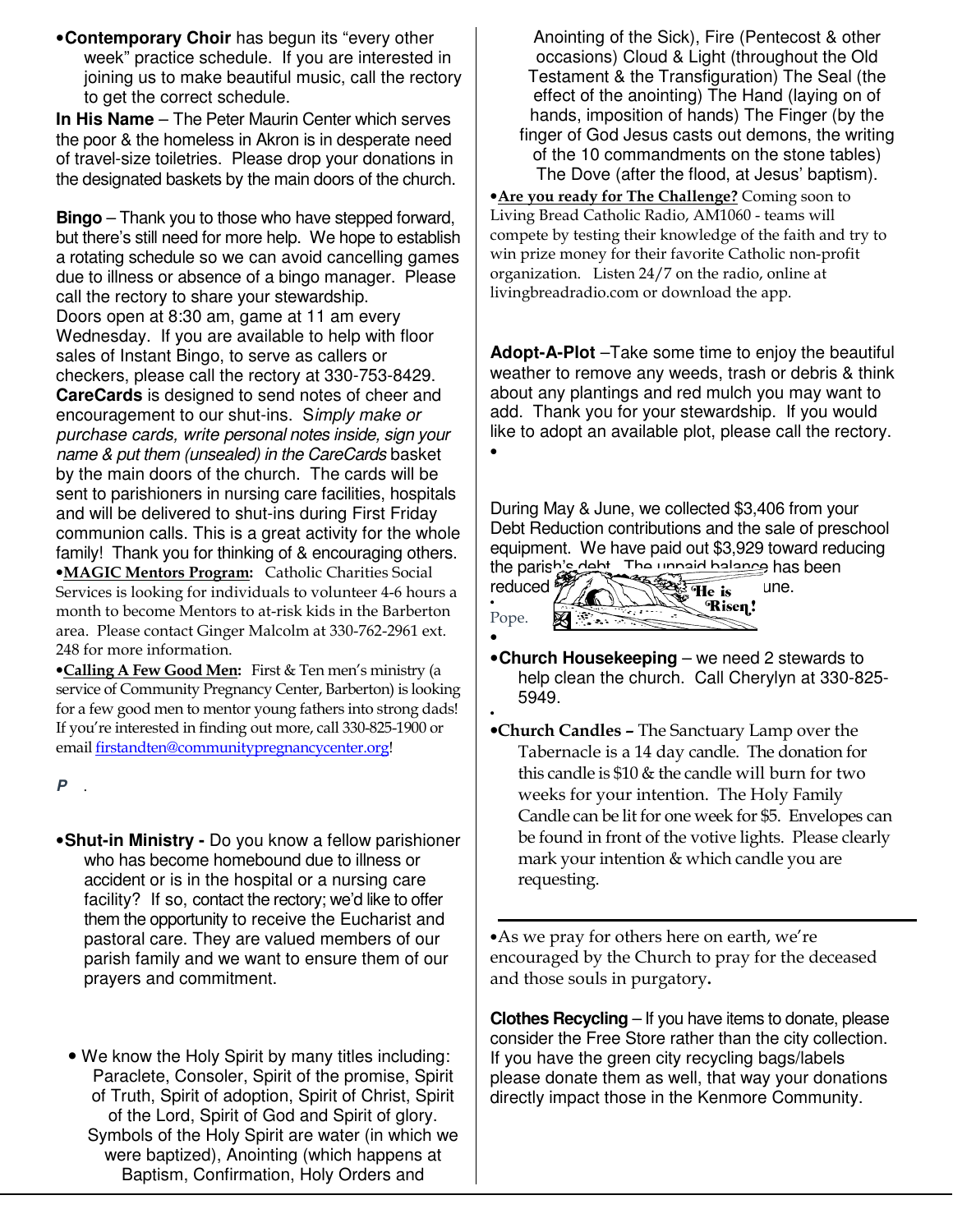- **Contemporary Choir** has begun its "every other week" practice schedule. If you are interested in joining us to make beautiful music, call the rectory to get the correct schedule.

**In His Name** – The Peter Maurin Center which serves the poor & the homeless in Akron is in desperate need of travel-size toiletries. Please drop your donations in the designated baskets by the main doors of the church.

**Bingo** – Thank you to those who have stepped forward, but there's still need for more help. We hope to establish a rotating schedule so we can avoid cancelling games due to illness or absence of a bingo manager. Please call the rectory to share your stewardship.
Doors open at 8:30 am, game at 11 am every Wednesday. If you are available to help with floor sales of Instant Bingo, to serve as callers or checkers, please call the rectory at 330-753-8429.

**CareCards** is designed to send notes of cheer and encouragement to our shut-ins. S*imply make or purchase cards, write personal notes inside, sign your name & put them (unsealed) in the CareCards* basket by the main doors of the church. The cards will be sent to parishioners in nursing care facilities, hospitals and will be delivered to shut-ins during First Friday communion calls. This is a great activity for the whole family! Thank you for thinking of & encouraging others.

- **MAGIC Mentors Program:** Catholic Charities Social Services is looking for individuals to volunteer 4-6 hours a month to become Mentors to at-risk kids in the Barberton area. Please contact Ginger Malcolm at 330-762-2961 ext. 248 for more information.
- **Calling A Few Good Men:** First & Ten men's ministry (a service of Community Pregnancy Center, Barberton) is looking for a few good men to mentor young fathers into strong dads! If you're interested in finding out more, call 330-825-1900 or email firstandten@communitypregnancycenter.org!

***P*** .

- **Shut-in Ministry -** Do you know a fellow parishioner who has become homebound due to illness or accident or is in the hospital or a nursing care facility? If so, contact the rectory; we'd like to offer them the opportunity to receive the Eucharist and pastoral care. They are valued members of our parish family and we want to ensure them of our prayers and commitment.

- We know the Holy Spirit by many titles including: Paraclete, Consoler, Spirit of the promise, Spirit of Truth, Spirit of adoption, Spirit of Christ, Spirit of the Lord, Spirit of God and Spirit of glory. Symbols of the Holy Spirit are water (in which we were baptized), Anointing (which happens at Baptism, Confirmation, Holy Orders and Anointing of the Sick), Fire (Pentecost & other occasions) Cloud & Light (throughout the Old Testament & the Transfiguration) The Seal (the effect of the anointing) The Hand (laying on of hands, imposition of hands) The Finger (by the finger of God Jesus casts out demons, the writing of the 10 commandments on the stone tables) The Dove (after the flood, at Jesus' baptism).

- **Are you ready for The Challenge?** Coming soon to Living Bread Catholic Radio, AM1060 - teams will compete by testing their knowledge of the faith and try to win prize money for their favorite Catholic non-profit organization. Listen 24/7 on the radio, online at livingbreadradio.com or download the app.

**Adopt-A-Plot** –Take some time to enjoy the beautiful weather to remove any weeds, trash or debris & think about any plantings and red mulch you may want to add. Thank you for your stewardship. If you would like to adopt an available plot, please call the rectory.

During May & June, we collected $3,406 from your Debt Reduction contributions and the sale of preschool equipment. We have paid out $3,929 toward reducing the parish's debt. The unpaid balance has been reduced ... une.

Pope.

He is Risen!

- **Church Housekeeping** – we need 2 stewards to help clean the church. Call Cherylyn at 330-825-5949.
- **Church Candles –** The Sanctuary Lamp over the Tabernacle is a 14 day candle. The donation for this candle is $10 & the candle will burn for two weeks for your intention. The Holy Family Candle can be lit for one week for $5. Envelopes can be found in front of the votive lights. Please clearly mark your intention & which candle you are requesting.

---

- As we pray for others here on earth, we're encouraged by the Church to pray for the deceased and those souls in purgatory.

**Clothes Recycling** – If you have items to donate, please consider the Free Store rather than the city collection. If you have the green city recycling bags/labels please donate them as well, that way your donations directly impact those in the Kenmore Community.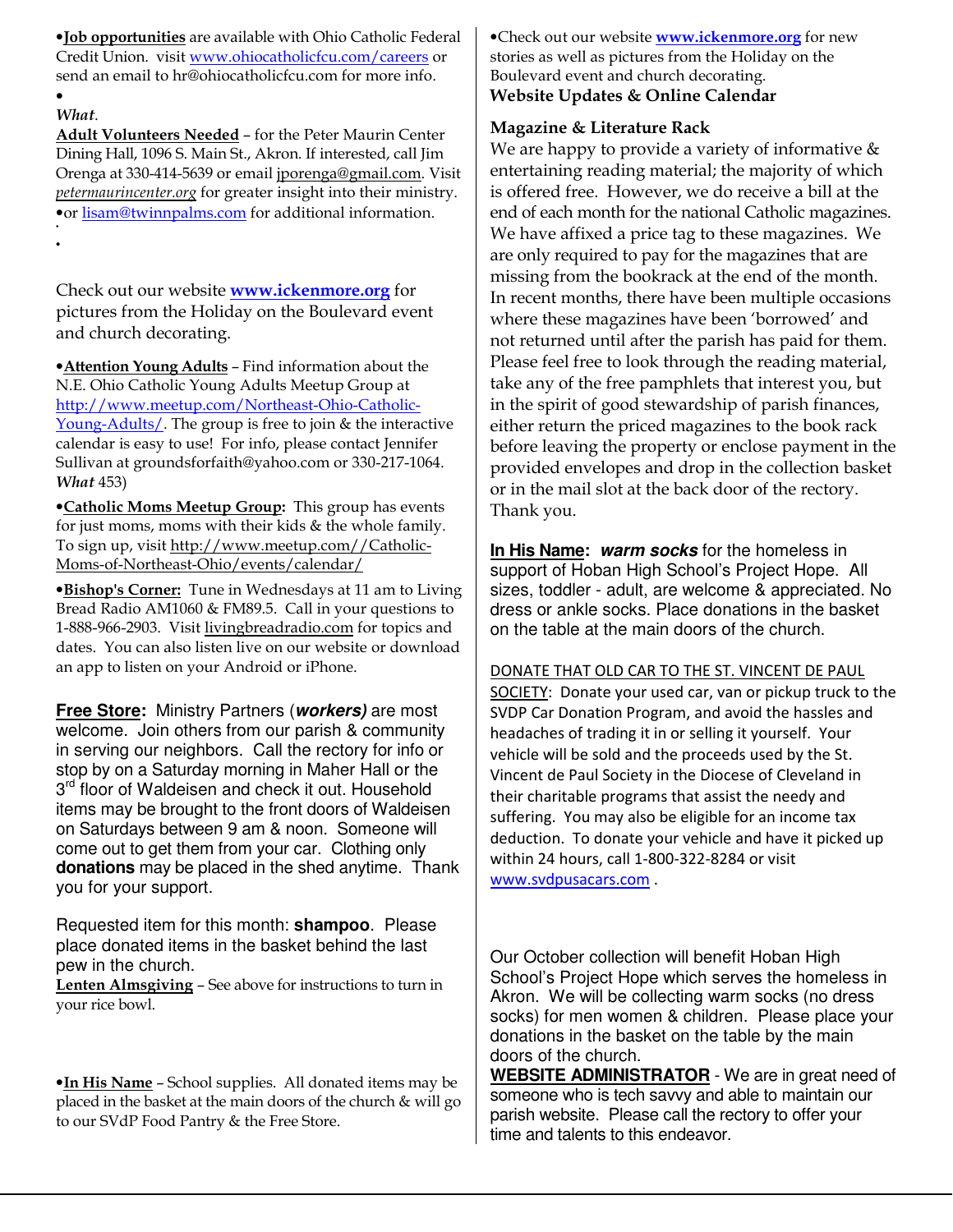•**Job opportunities** are available with Ohio Catholic Federal Credit Union. visit www.ohiocatholicfcu.com/careers or send an email to hr@ohiocatholicfcu.com for more info.

•

*What*.

**Adult Volunteers Needed** – for the Peter Maurin Center Dining Hall, 1096 S. Main St., Akron. If interested, call Jim Orenga at 330-414-5639 or email jporenga@gmail.com. Visit *petermaurincenter.org* for greater insight into their ministry.

•or lisam@twinnpalms.com for additional information.

•

•

Check out our website **www.ickenmore.org** for pictures from the Holiday on the Boulevard event and church decorating.

•**Attention Young Adults** – Find information about the N.E. Ohio Catholic Young Adults Meetup Group at http://www.meetup.com/Northeast-Ohio-Catholic-Young-Adults/. The group is free to join & the interactive calendar is easy to use! For info, please contact Jennifer Sullivan at groundsforfaith@yahoo.com or 330-217-1064. ***What*** 453)

•**Catholic Moms Meetup Group:** This group has events for just moms, moms with their kids & the whole family. To sign up, visit http://www.meetup.com//Catholic-Moms-of-Northeast-Ohio/events/calendar/

•**Bishop's Corner:** Tune in Wednesdays at 11 am to Living Bread Radio AM1060 & FM89.5. Call in your questions to 1-888-966-2903. Visit livingbreadradio.com for topics and dates. You can also listen live on our website or download an app to listen on your Android or iPhone.

**Free Store:** Ministry Partners (***workers)*** are most welcome. Join others from our parish & community in serving our neighbors. Call the rectory for info or stop by on a Saturday morning in Maher Hall or the 3rd floor of Waldeisen and check it out. Household items may be brought to the front doors of Waldeisen on Saturdays between 9 am & noon. Someone will come out to get them from your car. Clothing only **donations** may be placed in the shed anytime. Thank you for your support.

Requested item for this month: **shampoo**. Please place donated items in the basket behind the last pew in the church.

**Lenten Almsgiving** – See above for instructions to turn in your rice bowl.

•**In His Name** – School supplies. All donated items may be placed in the basket at the main doors of the church & will go to our SVdP Food Pantry & the Free Store.

•Check out our website **www.ickenmore.org** for new stories as well as pictures from the Holiday on the Boulevard event and church decorating.

**Website Updates & Online Calendar**

**Magazine & Literature Rack**

We are happy to provide a variety of informative & entertaining reading material; the majority of which is offered free. However, we do receive a bill at the end of each month for the national Catholic magazines. We have affixed a price tag to these magazines. We are only required to pay for the magazines that are missing from the bookrack at the end of the month. In recent months, there have been multiple occasions where these magazines have been 'borrowed' and not returned until after the parish has paid for them. Please feel free to look through the reading material, take any of the free pamphlets that interest you, but in the spirit of good stewardship of parish finances, either return the priced magazines to the book rack before leaving the property or enclose payment in the provided envelopes and drop in the collection basket or in the mail slot at the back door of the rectory. Thank you.

**In His Name:** ***warm socks*** for the homeless in support of Hoban High School's Project Hope. All sizes, toddler - adult, are welcome & appreciated. No dress or ankle socks. Place donations in the basket on the table at the main doors of the church.

DONATE THAT OLD CAR TO THE ST. VINCENT DE PAUL SOCIETY: Donate your used car, van or pickup truck to the SVDP Car Donation Program, and avoid the hassles and headaches of trading it in or selling it yourself. Your vehicle will be sold and the proceeds used by the St. Vincent de Paul Society in the Diocese of Cleveland in their charitable programs that assist the needy and suffering. You may also be eligible for an income tax deduction. To donate your vehicle and have it picked up within 24 hours, call 1-800-322-8284 or visit www.svdpusacars.com .

Our October collection will benefit Hoban High School's Project Hope which serves the homeless in Akron. We will be collecting warm socks (no dress socks) for men women & children. Please place your donations in the basket on the table by the main doors of the church.

**WEBSITE ADMINISTRATOR** - We are in great need of someone who is tech savvy and able to maintain our parish website. Please call the rectory to offer your time and talents to this endeavor.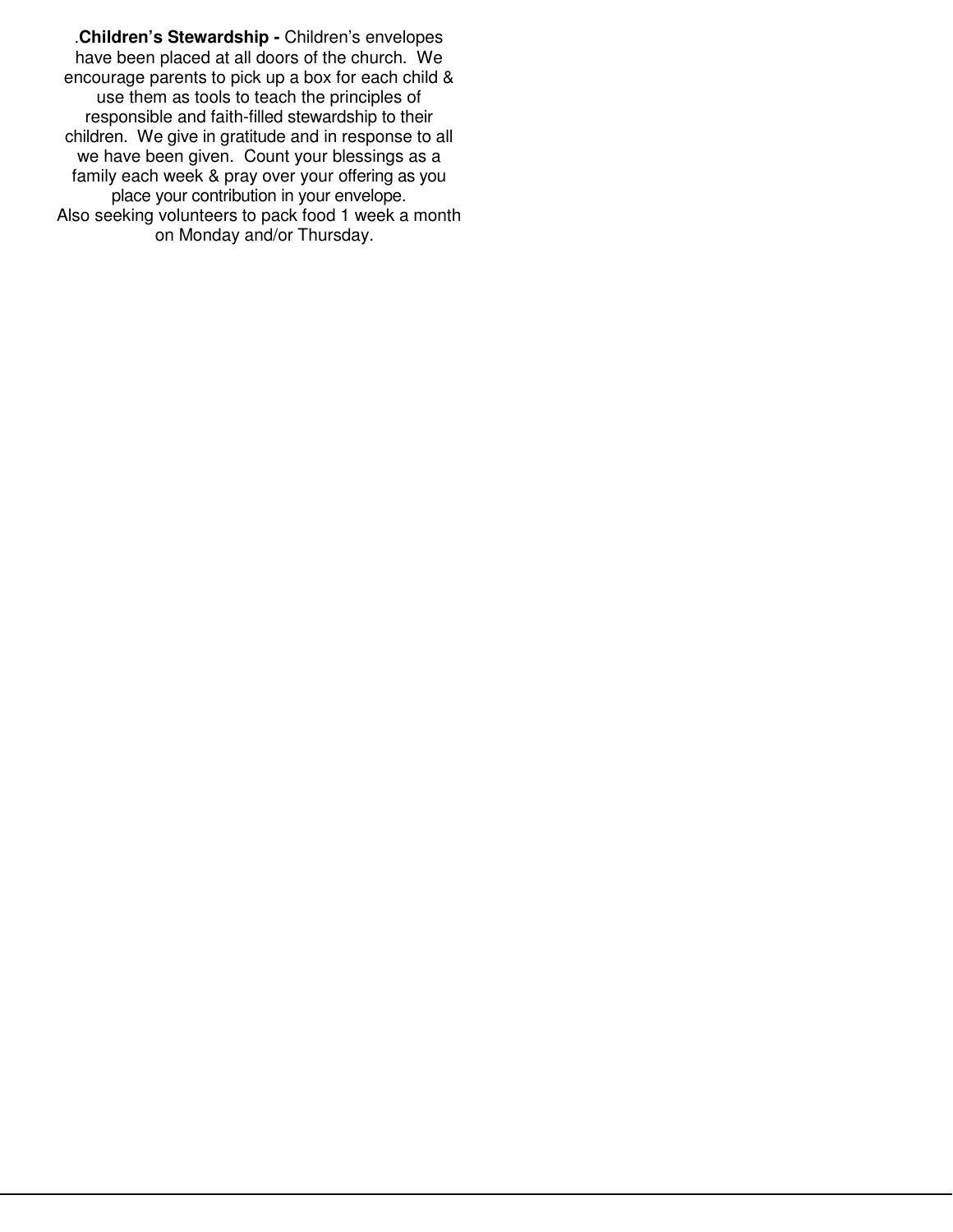.**Children's Stewardship -** Children's envelopes have been placed at all doors of the church. We encourage parents to pick up a box for each child & use them as tools to teach the principles of responsible and faith-filled stewardship to their children. We give in gratitude and in response to all we have been given. Count your blessings as a family each week & pray over your offering as you place your contribution in your envelope.

Also seeking volunteers to pack food 1 week a month on Monday and/or Thursday.